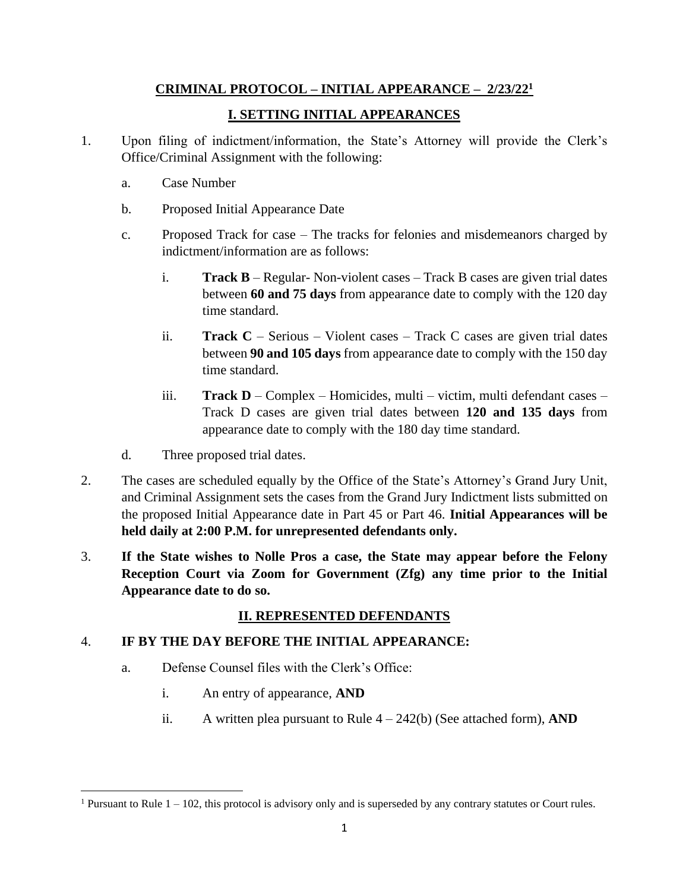# CRIMINAL PROTOCOL – INITIAL APPEARANCE – 2/23/22[1]

## I. SETTING INITIAL APPEARANCES

1. Upon filing of indictment/information, the State's Attorney will provide the Clerk's Office/Criminal Assignment with the following:

   a. Case Number

   b. Proposed Initial Appearance Date

   c. Proposed Track for case – The tracks for felonies and misdemeanors charged by indictment/information are as follows:

      i. **Track B** – Regular- Non-violent cases – Track B cases are given trial dates between **60 and 75 days** from appearance date to comply with the 120 day time standard.

      ii. **Track C** – Serious – Violent cases – Track C cases are given trial dates between **90 and 105 days** from appearance date to comply with the 150 day time standard.

      iii. **Track D** – Complex – Homicides, multi – victim, multi defendant cases – Track D cases are given trial dates between **120 and 135 days** from appearance date to comply with the 180 day time standard.

   d. Three proposed trial dates.

2. The cases are scheduled equally by the Office of the State's Attorney's Grand Jury Unit, and Criminal Assignment sets the cases from the Grand Jury Indictment lists submitted on the proposed Initial Appearance date in Part 45 or Part 46. **Initial Appearances will be held daily at 2:00 P.M. for unrepresented defendants only.**

3. **If the State wishes to Nolle Pros a case, the State may appear before the Felony Reception Court via Zoom for Government (Zfg) any time prior to the Initial Appearance date to do so.**

## II. REPRESENTED DEFENDANTS

4. **IF BY THE DAY BEFORE THE INITIAL APPEARANCE:**

   a. Defense Counsel files with the Clerk's Office:

      i. An entry of appearance, **AND**

      ii. A written plea pursuant to Rule 4 – 242(b) (See attached form), **AND**

---

[1] Pursuant to Rule 1 – 102, this protocol is advisory only and is superseded by any contrary statutes or Court rules.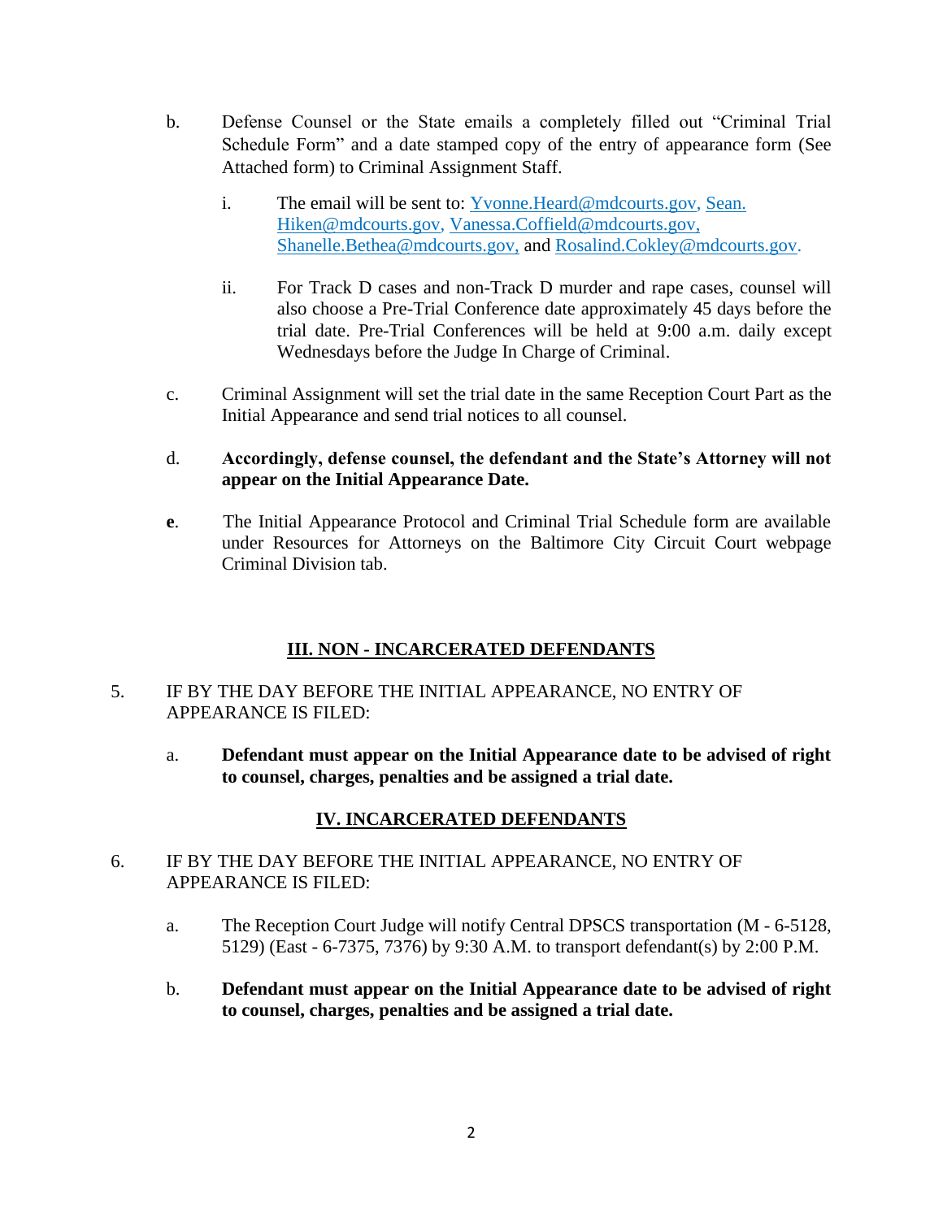b. Defense Counsel or the State emails a completely filled out "Criminal Trial Schedule Form" and a date stamped copy of the entry of appearance form (See Attached form) to Criminal Assignment Staff.

   i. The email will be sent to: Yvonne.Heard@mdcourts.gov, Sean.Hiken@mdcourts.gov, Vanessa.Coffield@mdcourts.gov, Shanelle.Bethea@mdcourts.gov, and Rosalind.Cokley@mdcourts.gov.

   ii. For Track D cases and non-Track D murder and rape cases, counsel will also choose a Pre-Trial Conference date approximately 45 days before the trial date. Pre-Trial Conferences will be held at 9:00 a.m. daily except Wednesdays before the Judge In Charge of Criminal.

c. Criminal Assignment will set the trial date in the same Reception Court Part as the Initial Appearance and send trial notices to all counsel.

d. **Accordingly, defense counsel, the defendant and the State's Attorney will not appear on the Initial Appearance Date.**

**e**. The Initial Appearance Protocol and Criminal Trial Schedule form are available under Resources for Attorneys on the Baltimore City Circuit Court webpage Criminal Division tab.

## III. NON - INCARCERATED DEFENDANTS

5. IF BY THE DAY BEFORE THE INITIAL APPEARANCE, NO ENTRY OF APPEARANCE IS FILED:

   a. **Defendant must appear on the Initial Appearance date to be advised of right to counsel, charges, penalties and be assigned a trial date.**

## IV. INCARCERATED DEFENDANTS

6. IF BY THE DAY BEFORE THE INITIAL APPEARANCE, NO ENTRY OF APPEARANCE IS FILED:

   a. The Reception Court Judge will notify Central DPSCS transportation (M - 6-5128, 5129) (East - 6-7375, 7376) by 9:30 A.M. to transport defendant(s) by 2:00 P.M.

   b. **Defendant must appear on the Initial Appearance date to be advised of right to counsel, charges, penalties and be assigned a trial date.**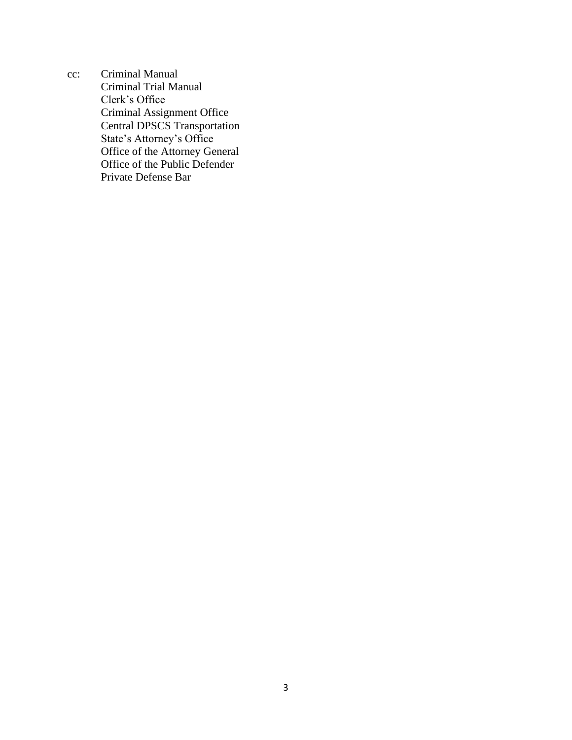cc: Criminal Manual
Criminal Trial Manual
Clerk's Office
Criminal Assignment Office
Central DPSCS Transportation
State's Attorney's Office
Office of the Attorney General
Office of the Public Defender
Private Defense Bar